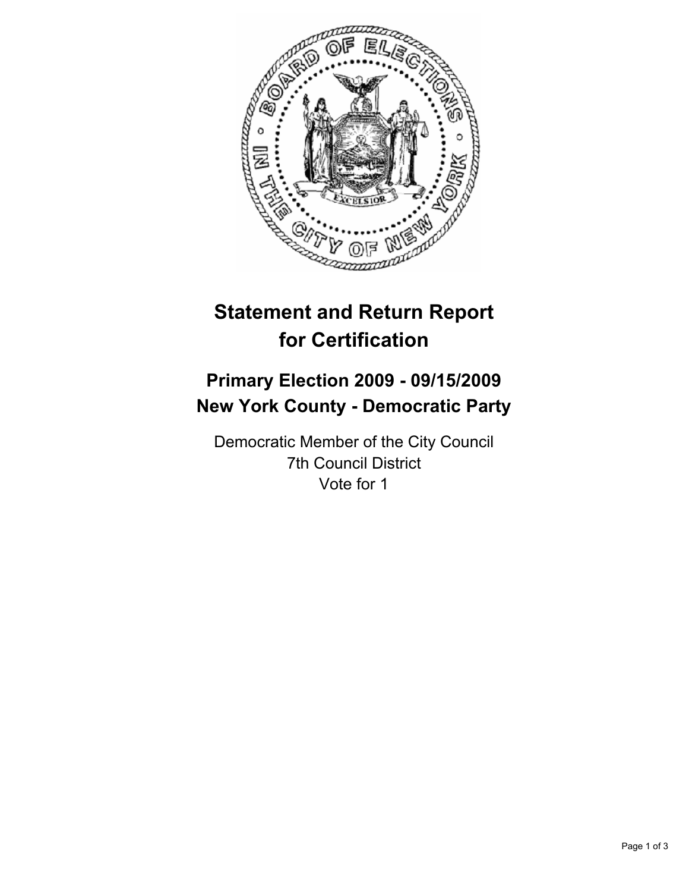# Statement and Return Report for Certification

## Primary Election 2009 - 09/15/2009
## New York County - Democratic Party

Democratic Member of the City Council
7th Council District
Vote for 1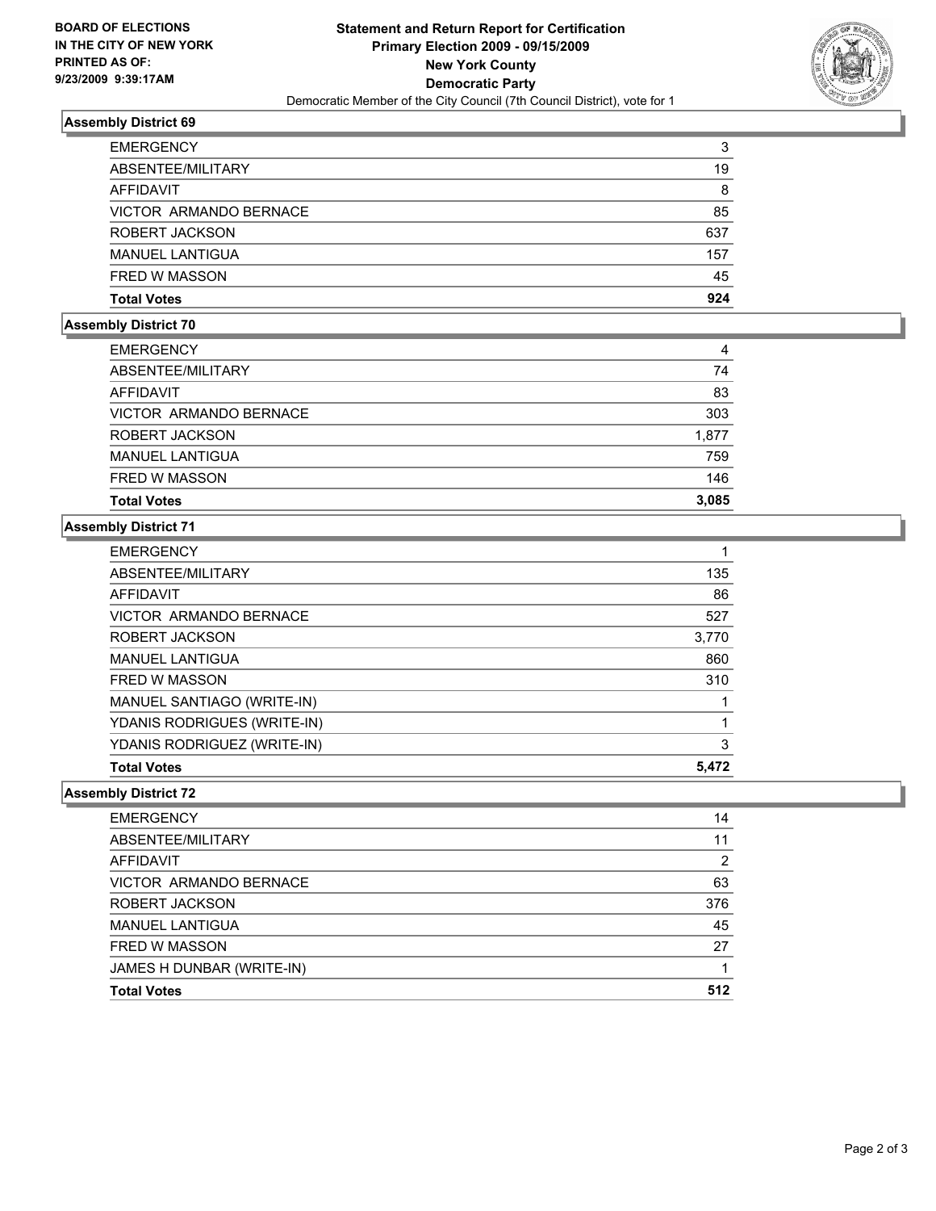BOARD OF ELECTIONS
IN THE CITY OF NEW YORK
PRINTED AS OF:
9/23/2009 9:39:17AM

**Statement and Return Report for Certification**
**Primary Election 2009 - 09/15/2009**
**New York County**
**Democratic Party**
Democratic Member of the City Council (7th Council District), vote for 1

### Assembly District 69

| | |
|---|---|
| EMERGENCY | 3 |
| ABSENTEE/MILITARY | 19 |
| AFFIDAVIT | 8 |
| VICTOR ARMANDO BERNACE | 85 |
| ROBERT JACKSON | 637 |
| MANUEL LANTIGUA | 157 |
| FRED W MASSON | 45 |
| **Total Votes** | **924** |

### Assembly District 70

| | |
|---|---|
| EMERGENCY | 4 |
| ABSENTEE/MILITARY | 74 |
| AFFIDAVIT | 83 |
| VICTOR ARMANDO BERNACE | 303 |
| ROBERT JACKSON | 1,877 |
| MANUEL LANTIGUA | 759 |
| FRED W MASSON | 146 |
| **Total Votes** | **3,085** |

### Assembly District 71

| | |
|---|---|
| EMERGENCY | 1 |
| ABSENTEE/MILITARY | 135 |
| AFFIDAVIT | 86 |
| VICTOR ARMANDO BERNACE | 527 |
| ROBERT JACKSON | 3,770 |
| MANUEL LANTIGUA | 860 |
| FRED W MASSON | 310 |
| MANUEL SANTIAGO (WRITE-IN) | 1 |
| YDANIS RODRIGUES (WRITE-IN) | 1 |
| YDANIS RODRIGUEZ (WRITE-IN) | 3 |
| **Total Votes** | **5,472** |

### Assembly District 72

| | |
|---|---|
| EMERGENCY | 14 |
| ABSENTEE/MILITARY | 11 |
| AFFIDAVIT | 2 |
| VICTOR ARMANDO BERNACE | 63 |
| ROBERT JACKSON | 376 |
| MANUEL LANTIGUA | 45 |
| FRED W MASSON | 27 |
| JAMES H DUNBAR (WRITE-IN) | 1 |
| **Total Votes** | **512** |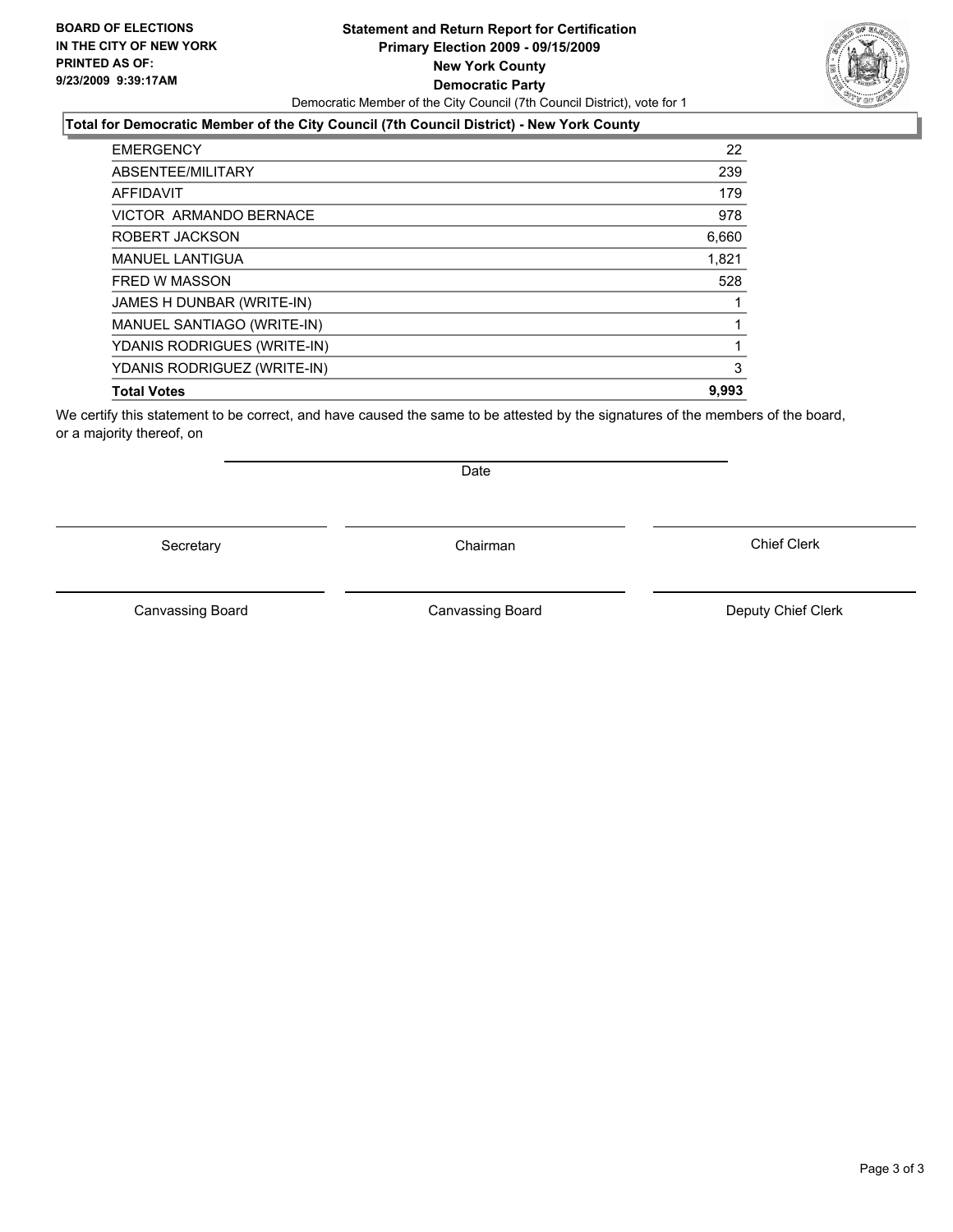**BOARD OF ELECTIONS IN THE CITY OF NEW YORK PRINTED AS OF: 9/23/2009 9:39:17AM**

**Statement and Return Report for Certification**
**Primary Election 2009 - 09/15/2009**
**New York County**
**Democratic Party**

Democratic Member of the City Council (7th Council District), vote for 1

**Total for Democratic Member of the City Council (7th Council District) - New York County**

| | |
|---|---|
| EMERGENCY | 22 |
| ABSENTEE/MILITARY | 239 |
| AFFIDAVIT | 179 |
| VICTOR ARMANDO BERNACE | 978 |
| ROBERT JACKSON | 6,660 |
| MANUEL LANTIGUA | 1,821 |
| FRED W MASSON | 528 |
| JAMES H DUNBAR (WRITE-IN) | 1 |
| MANUEL SANTIAGO (WRITE-IN) | 1 |
| YDANIS RODRIGUES (WRITE-IN) | 1 |
| YDANIS RODRIGUEZ (WRITE-IN) | 3 |
| **Total Votes** | **9,993** |

We certify this statement to be correct, and have caused the same to be attested by the signatures of the members of the board, or a majority thereof, on

Date

Secretary

Chairman

Chief Clerk

Canvassing Board

Canvassing Board

Deputy Chief Clerk